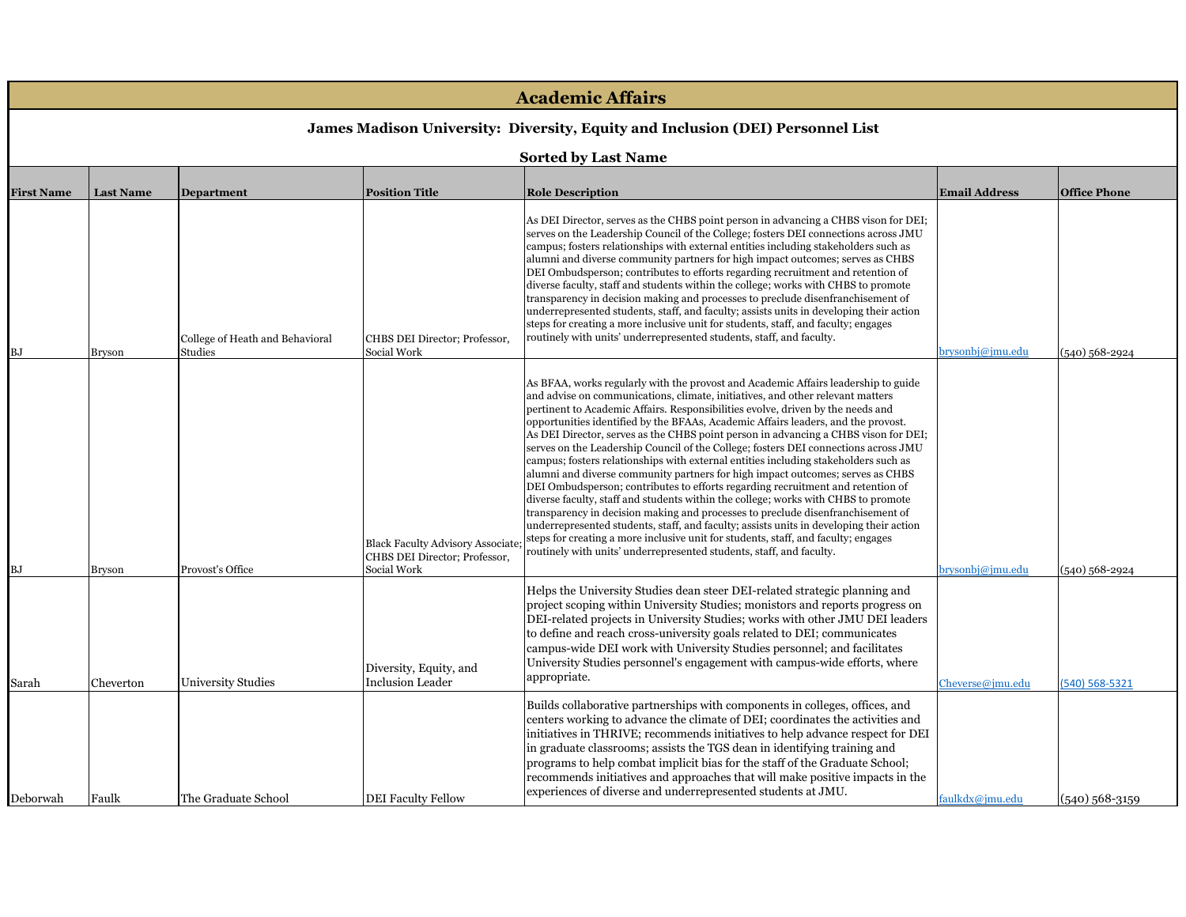# Academic Affairs

## James Madison University: Diversity, Equity and Inclusion (DEI) Personnel List

### Sorted by Last Name

| First Name | Last Name | Department | Position Title | Role Description | Email Address | Office Phone |
|---|---|---|---|---|---|---|
| BJ | Bryson | College of Heath and Behavioral Studies | CHBS DEI Director; Professor, Social Work | As DEI Director, serves as the CHBS point person in advancing a CHBS vison for DEI; serves on the Leadership Council of the College; fosters DEI connections across JMU campus; fosters relationships with external entities including stakeholders such as alumni and diverse community partners for high impact outcomes; serves as CHBS DEI Ombudsperson; contributes to efforts regarding recruitment and retention of diverse faculty, staff and students within the college; works with CHBS to promote transparency in decision making and processes to preclude disenfranchisement of underrepresented students, staff, and faculty; assists units in developing their action steps for creating a more inclusive unit for students, staff, and faculty; engages routinely with units' underrepresented students, staff, and faculty. | brysonbj@jmu.edu | (540) 568-2924 |
| BJ | Bryson | Provost's Office | Black Faculty Advisory Associate; CHBS DEI Director; Professor, Social Work | As BFAA, works regularly with the provost and Academic Affairs leadership to guide and advise on communications, climate, initiatives, and other relevant matters pertinent to Academic Affairs. Responsibilities evolve, driven by the needs and opportunities identified by the BFAAs, Academic Affairs leaders, and the provost. As DEI Director, serves as the CHBS point person in advancing a CHBS vison for DEI; serves on the Leadership Council of the College; fosters DEI connections across JMU campus; fosters relationships with external entities including stakeholders such as alumni and diverse community partners for high impact outcomes; serves as CHBS DEI Ombudsperson; contributes to efforts regarding recruitment and retention of diverse faculty, staff and students within the college; works with CHBS to promote transparency in decision making and processes to preclude disenfranchisement of underrepresented students, staff, and faculty; assists units in developing their action steps for creating a more inclusive unit for students, staff, and faculty; engages routinely with units' underrepresented students, staff, and faculty. | brysonbj@jmu.edu | (540) 568-2924 |
| Sarah | Cheverton | University Studies | Diversity, Equity, and Inclusion Leader | Helps the University Studies dean steer DEI-related strategic planning and project scoping within University Studies; monitors and reports progress on DEI-related projects in University Studies; works with other JMU DEI leaders to define and reach cross-university goals related to DEI; communicates campus-wide DEI work with University Studies personnel; and facilitates University Studies personnel's engagement with campus-wide efforts, where appropriate. | Cheverse@jmu.edu | (540) 568-5321 |
| Deborwah | Faulk | The Graduate School | DEI Faculty Fellow | Builds collaborative partnerships with components in colleges, offices, and centers working to advance the climate of DEI; coordinates the activities and initiatives in THRIVE; recommends initiatives to help advance respect for DEI in graduate classrooms; assists the TGS dean in identifying training and programs to help combat implicit bias for the staff of the Graduate School; recommends initiatives and approaches that will make positive impacts in the experiences of diverse and underrepresented students at JMU. | faulkdx@jmu.edu | (540) 568-3159 |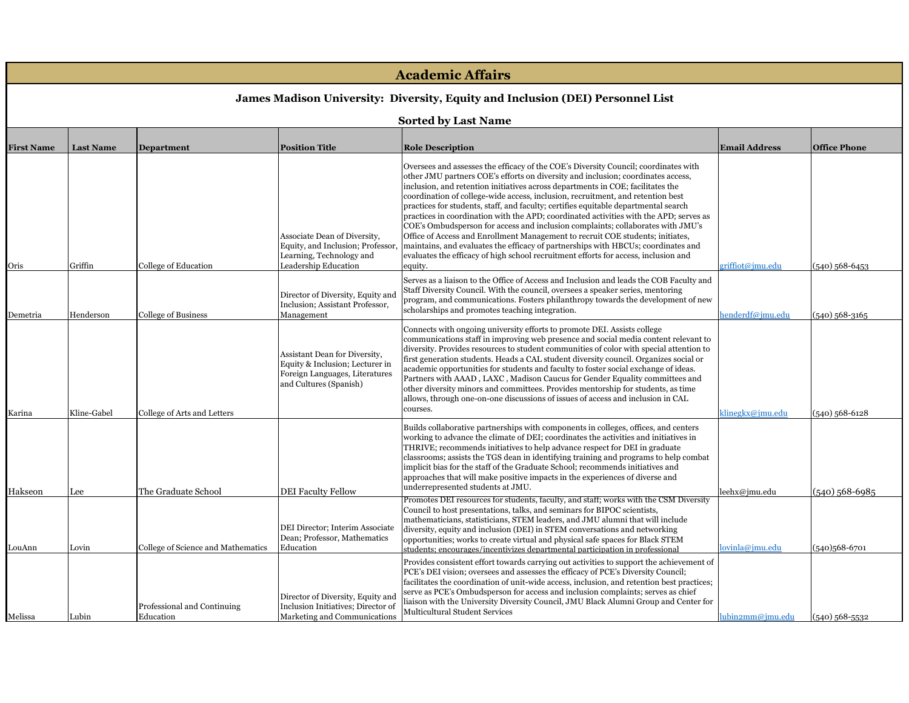## Academic Affairs

### James Madison University: Diversity, Equity and Inclusion (DEI) Personnel List

### Sorted by Last Name

| First Name | Last Name | Department | Position Title | Role Description | Email Address | Office Phone |
|---|---|---|---|---|---|---|
| Oris | Griffin | College of Education | Associate Dean of Diversity, Equity, and Inclusion; Professor, Learning, Technology and Leadership Education | Oversees and assesses the efficacy of the COE's Diversity Council; coordinates with other JMU partners COE's efforts on diversity and inclusion; coordinates access, inclusion, and retention initiatives across departments in COE; facilitates the coordination of college-wide access, inclusion, recruitment, and retention best practices for students, staff, and faculty; certifies equitable departmental search practices in coordination with the APD; coordinated activities with the APD; serves as COE's Ombudsperson for access and inclusion complaints; collaborates with JMU's Office of Access and Enrollment Management to recruit COE students; initiates, maintains, and evaluates the efficacy of partnerships with HBCUs; coordinates and evaluates the efficacy of high school recruitment efforts for access, inclusion and equity. | griffiot@jmu.edu | (540) 568-6453 |
| Demetria | Henderson | College of Business | Director of Diversity, Equity and Inclusion; Assistant Professor, Management | Serves as a liaison to the Office of Access and Inclusion and leads the COB Faculty and Staff Diversity Council. With the council, oversees a speaker series, mentoring program, and communications. Fosters philanthropy towards the development of new scholarships and promotes teaching integration. | henderdf@jmu.edu | (540) 568-3165 |
| Karina | Kline-Gabel | College of Arts and Letters | Assistant Dean for Diversity, Equity & Inclusion; Lecturer in Foreign Languages, Literatures and Cultures (Spanish) | Connects with ongoing university efforts to promote DEI. Assists college communications staff in improving web presence and social media content relevant to diversity. Provides resources to student communities of color with special attention to first generation students. Heads a CAL student diversity council. Organizes social or academic opportunities for students and faculty to foster social exchange of ideas. Partners with AAAD , LAXC , Madison Caucus for Gender Equality committees and other diversity minors and committees. Provides mentorship for students, as time allows, through one-on-one discussions of issues of access and inclusion in CAL courses. | klinegkx@jmu.edu | (540) 568-6128 |
| Hakseon | Lee | The Graduate School | DEI Faculty Fellow | Builds collaborative partnerships with components in colleges, offices, and centers working to advance the climate of DEI; coordinates the activities and initiatives in THRIVE; recommends initiatives to help advance respect for DEI in graduate classrooms; assists the TGS dean in identifying training and programs to help combat implicit bias for the staff of the Graduate School; recommends initiatives and approaches that will make positive impacts in the experiences of diverse and underrepresented students at JMU. | leehx@jmu.edu | (540) 568-6985 |
| LouAnn | Lovin | College of Science and Mathematics | DEI Director; Interim Associate Dean; Professor, Mathematics Education | Promotes DEI resources for students, faculty, and staff; works with the CSM Diversity Council to host presentations, talks, and seminars for BIPOC scientists, mathematicians, statisticians, STEM leaders, and JMU alumni that will include diversity, equity and inclusion (DEI) in STEM conversations and networking opportunities; works to create virtual and physical safe spaces for Black STEM students; encourages/incentivizes departmental participation in professional | lovinla@jmu.edu | (540)568-6701 |
| Melissa | Lubin | Professional and Continuing Education | Director of Diversity, Equity and Inclusion Initiatives; Director of Marketing and Communications | Provides consistent effort towards carrying out activities to support the achievement of PCE's DEI vision; oversees and assesses the efficacy of PCE's Diversity Council; facilitates the coordination of unit-wide access, inclusion, and retention best practices; serve as PCE's Ombudsperson for access and inclusion complaints; serves as chief liaison with the University Diversity Council, JMU Black Alumni Group and Center for Multicultural Student Services | lubin2mm@jmu.edu | (540) 568-5532 |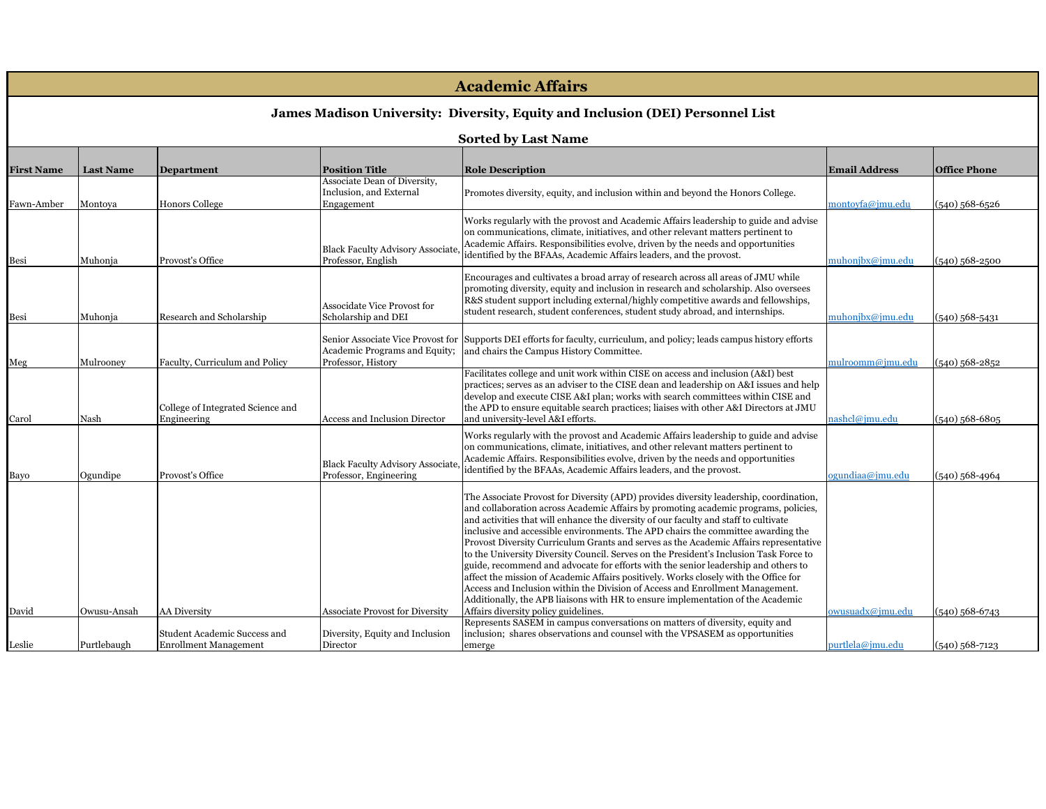## Academic Affairs

### James Madison University: Diversity, Equity and Inclusion (DEI) Personnel List

### Sorted by Last Name

| First Name | Last Name | Department | Position Title | Role Description | Email Address | Office Phone |
|---|---|---|---|---|---|---|
| Fawn-Amber | Montoya | Honors College | Associate Dean of Diversity, Inclusion, and External Engagement | Promotes diversity, equity, and inclusion within and beyond the Honors College. | montoyfa@jmu.edu | (540) 568-6526 |
| Besi | Muhonja | Provost's Office | Black Faculty Advisory Associate, Professor, English | Works regularly with the provost and Academic Affairs leadership to guide and advise on communications, climate, initiatives, and other relevant matters pertinent to Academic Affairs. Responsibilities evolve, driven by the needs and opportunities identified by the BFAAs, Academic Affairs leaders, and the provost. | muhonjbx@jmu.edu | (540) 568-2500 |
| Besi | Muhonja | Research and Scholarship | Associdate Vice Provost for Scholarship and DEI | Encourages and cultivates a broad array of research across all areas of JMU while promoting diversity, equity and inclusion in research and scholarship. Also oversees R&S student support including external/highly competitive awards and fellowships, student research, student conferences, student study abroad, and internships. | muhonjbx@jmu.edu | (540) 568-5431 |
| Meg | Mulrooney | Faculty, Curriculum and Policy | Senior Associate Vice Provost for Academic Programs and Equity; Professor, History | Supports DEI efforts for faculty, curriculum, and policy; leads campus history efforts and chairs the Campus History Committee. | mulroomm@jmu.edu | (540) 568-2852 |
| Carol | Nash | College of Integrated Science and Engineering | Access and Inclusion Director | Facilitates college and unit work within CISE on access and inclusion (A&I) best practices; serves as an adviser to the CISE dean and leadership on A&I issues and help develop and execute CISE A&I plan; works with search committees within CISE and the APD to ensure equitable search practices; liaises with other A&I Directors at JMU and university-level A&I efforts. | nashcl@jmu.edu | (540) 568-6805 |
| Bayo | Ogundipe | Provost's Office | Black Faculty Advisory Associate, Professor, Engineering | Works regularly with the provost and Academic Affairs leadership to guide and advise on communications, climate, initiatives, and other relevant matters pertinent to Academic Affairs. Responsibilities evolve, driven by the needs and opportunities identified by the BFAAs, Academic Affairs leaders, and the provost. | ogundiaa@jmu.edu | (540) 568-4964 |
| David | Owusu-Ansah | AA Diversity | Associate Provost for Diversity | The Associate Provost for Diversity (APD) provides diversity leadership, coordination, and collaboration across Academic Affairs by promoting academic programs, policies, and activities that will enhance the diversity of our faculty and staff to cultivate inclusive and accessible environments. The APD chairs the committee awarding the Provost Diversity Curriculum Grants and serves as the Academic Affairs representative to the University Diversity Council. Serves on the President's Inclusion Task Force to guide, recommend and advocate for efforts with the senior leadership and others to affect the mission of Academic Affairs positively. Works closely with the Office for Access and Inclusion within the Division of Access and Enrollment Management. Additionally, the APB liaisons with HR to ensure implementation of the Academic Affairs diversity policy guidelines. | owusuadx@jmu.edu | (540) 568-6743 |
| Leslie | Purtlebaugh | Student Academic Success and Enrollment Management | Diversity, Equity and Inclusion Director | Represents SASEM in campus conversations on matters of diversity, equity and inclusion; shares observations and counsel with the VPSASEM as opportunities emerge | purtlela@jmu.edu | (540) 568-7123 |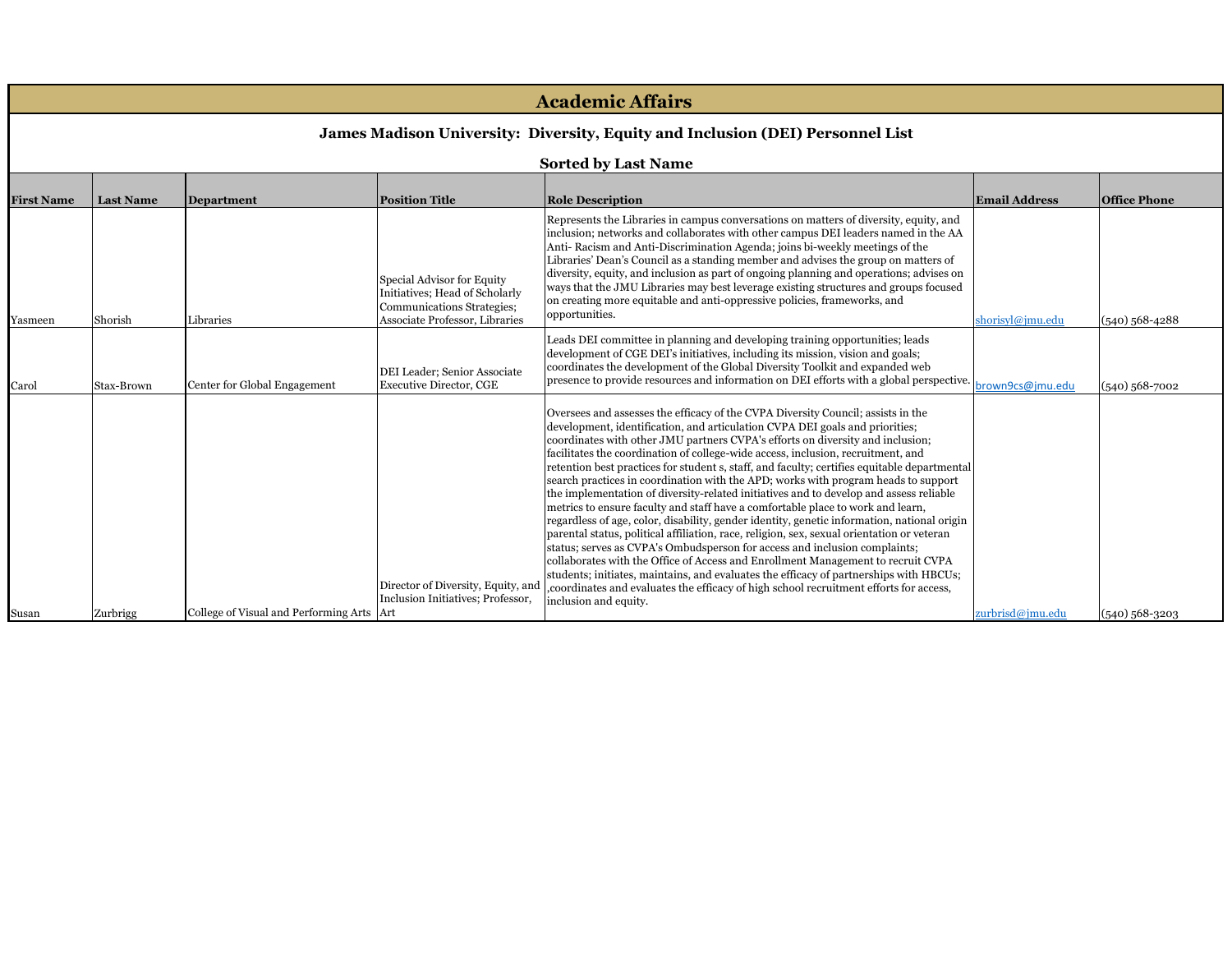# Academic Affairs

## James Madison University: Diversity, Equity and Inclusion (DEI) Personnel List

### Sorted by Last Name

| First Name | Last Name | Department | Position Title | Role Description | Email Address | Office Phone |
|---|---|---|---|---|---|---|
| Yasmeen | Shorish | Libraries | Special Advisor for Equity Initiatives; Head of Scholarly Communications Strategies; Associate Professor, Libraries | Represents the Libraries in campus conversations on matters of diversity, equity, and inclusion; networks and collaborates with other campus DEI leaders named in the AA Anti- Racism and Anti-Discrimination Agenda; joins bi-weekly meetings of the Libraries' Dean's Council as a standing member and advises the group on matters of diversity, equity, and inclusion as part of ongoing planning and operations; advises on ways that the JMU Libraries may best leverage existing structures and groups focused on creating more equitable and anti-oppressive policies, frameworks, and opportunities. | shorisyl@jmu.edu | (540) 568-4288 |
| Carol | Stax-Brown | Center for Global Engagement | DEI Leader; Senior Associate Executive Director, CGE | Leads DEI committee in planning and developing training opportunities; leads development of CGE DEI's initiatives, including its mission, vision and goals; coordinates the development of the Global Diversity Toolkit and expanded web presence to provide resources and information on DEI efforts with a global perspective. | brown9cs@jmu.edu | (540) 568-7002 |
| Susan | Zurbrigg | College of Visual and Performing Arts | Director of Diversity, Equity, and Inclusion Initiatives; Professor, Art | Oversees and assesses the efficacy of the CVPA Diversity Council; assists in the development, identification, and articulation CVPA DEI goals and priorities; coordinates with other JMU partners CVPA's efforts on diversity and inclusion; facilitates the coordination of college-wide access, inclusion, recruitment, and retention best practices for student s, staff, and faculty; certifies equitable departmental search practices in coordination with the APD; works with program heads to support the implementation of diversity-related initiatives and to develop and assess reliable metrics to ensure faculty and staff have a comfortable place to work and learn, regardless of age, color, disability, gender identity, genetic information, national origin parental status, political affiliation, race, religion, sex, sexual orientation or veteran status; serves as CVPA's Ombudsperson for access and inclusion complaints; collaborates with the Office of Access and Enrollment Management to recruit CVPA students; initiates, maintains, and evaluates the efficacy of partnerships with HBCUs; ,coordinates and evaluates the efficacy of high school recruitment efforts for access, inclusion and equity. | zurbrisd@jmu.edu | (540) 568-3203 |